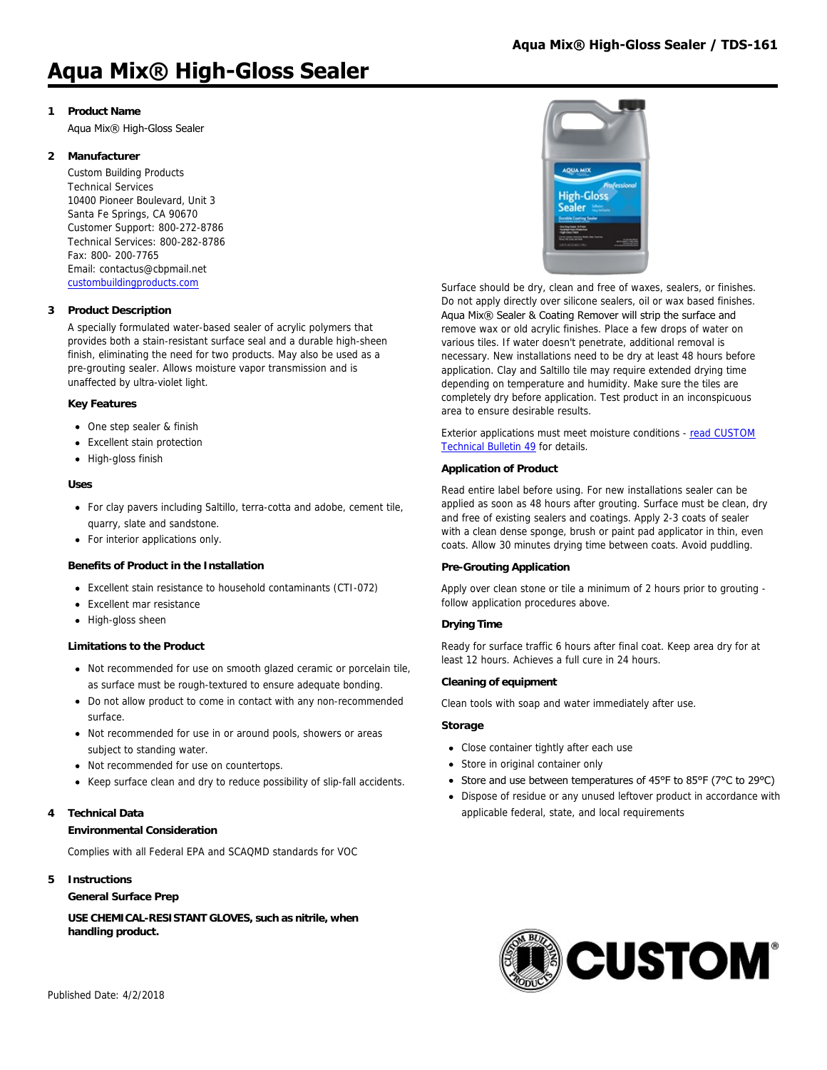# Aqua Mix® High-Gloss Sealer

## 1 Product Name

Aqua Mix® High-Gloss Sealer

## 2 Manufacturer

Custom Building Products
Technical Services
10400 Pioneer Boulevard, Unit 3
Santa Fe Springs, CA 90670
Customer Support: 800-272-8786
Technical Services: 800-282-8786
Fax: 800- 200-7765
Email: contactus@cbpmail.net
custombuildingproducts.com

## 3 Product Description

A specially formulated water-based sealer of acrylic polymers that provides both a stain-resistant surface seal and a durable high-sheen finish, eliminating the need for two products. May also be used as a pre-grouting sealer. Allows moisture vapor transmission and is unaffected by ultra-violet light.

### Key Features

- One step sealer & finish
- Excellent stain protection
- High-gloss finish

### Uses

- For clay pavers including Saltillo, terra-cotta and adobe, cement tile, quarry, slate and sandstone.
- For interior applications only.

### Benefits of Product in the Installation

- Excellent stain resistance to household contaminants (CTI-072)
- Excellent mar resistance
- High-gloss sheen

### Limitations to the Product

- Not recommended for use on smooth glazed ceramic or porcelain tile, as surface must be rough-textured to ensure adequate bonding.
- Do not allow product to come in contact with any non-recommended surface.
- Not recommended for use in or around pools, showers or areas subject to standing water.
- Not recommended for use on countertops.
- Keep surface clean and dry to reduce possibility of slip-fall accidents.

## 4 Technical Data

### Environmental Consideration

Complies with all Federal EPA and SCAQMD standards for VOC

## 5 Instructions

### General Surface Prep

**USE CHEMICAL-RESISTANT GLOVES, such as nitrile, when handling product.**

Surface should be dry, clean and free of waxes, sealers, or finishes. Do not apply directly over silicone sealers, oil or wax based finishes. Aqua Mix® Sealer & Coating Remover will strip the surface and remove wax or old acrylic finishes. Place a few drops of water on various tiles. If water doesn't penetrate, additional removal is necessary. New installations need to be dry at least 48 hours before application. Clay and Saltillo tile may require extended drying time depending on temperature and humidity. Make sure the tiles are completely dry before application. Test product in an inconspicuous area to ensure desirable results.

Exterior applications must meet moisture conditions - read CUSTOM Technical Bulletin 49 for details.

### Application of Product

Read entire label before using. For new installations sealer can be applied as soon as 48 hours after grouting. Surface must be clean, dry and free of existing sealers and coatings. Apply 2-3 coats of sealer with a clean dense sponge, brush or paint pad applicator in thin, even coats. Allow 30 minutes drying time between coats. Avoid puddling.

### Pre-Grouting Application

Apply over clean stone or tile a minimum of 2 hours prior to grouting - follow application procedures above.

### Drying Time

Ready for surface traffic 6 hours after final coat. Keep area dry for at least 12 hours. Achieves a full cure in 24 hours.

### Cleaning of equipment

Clean tools with soap and water immediately after use.

### Storage

- Close container tightly after each use
- Store in original container only
- Store and use between temperatures of 45°F to 85°F (7°C to 29°C)
- Dispose of residue or any unused leftover product in accordance with applicable federal, state, and local requirements

Published Date: 4/2/2018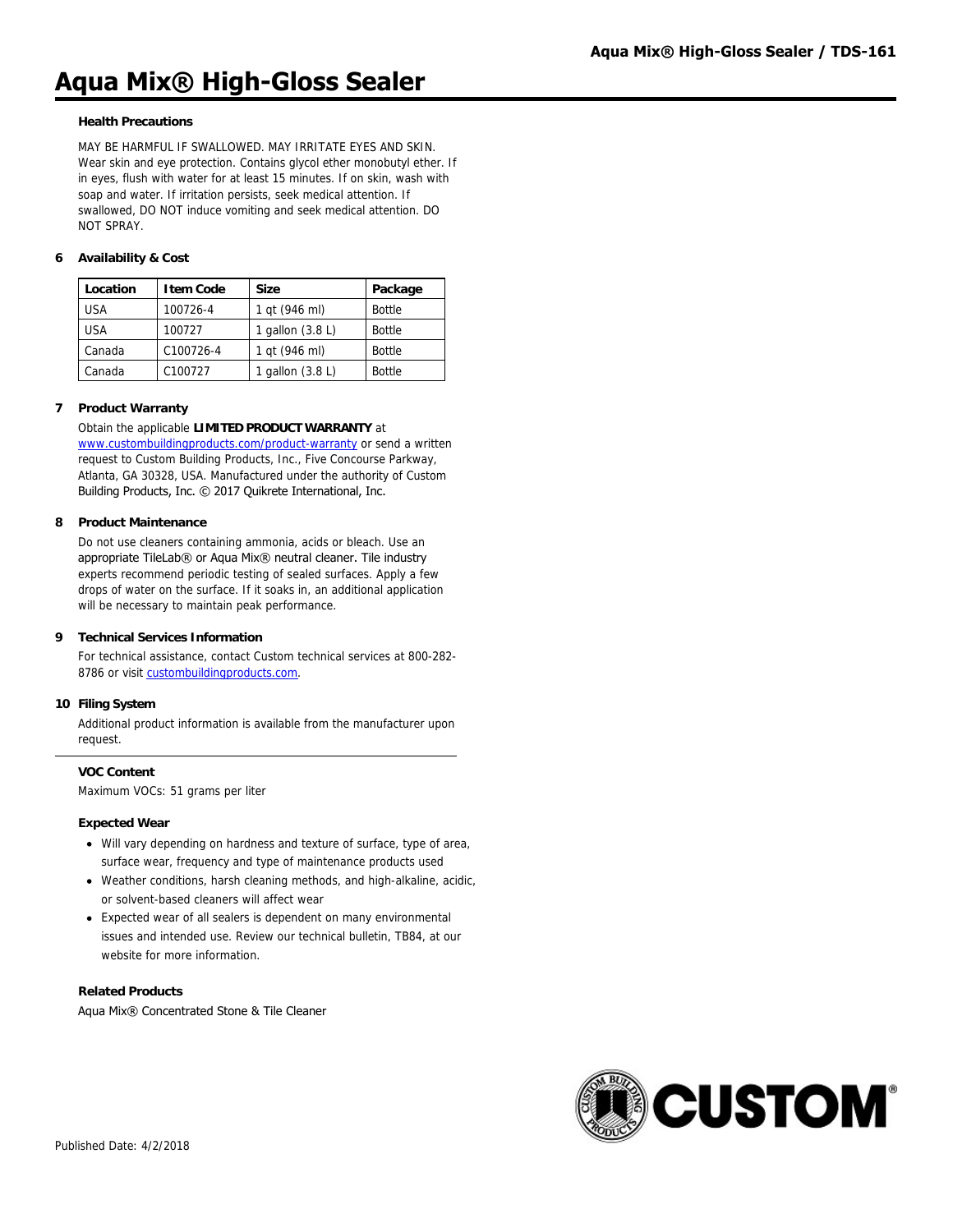# Aqua Mix® High-Gloss Sealer

### Health Precautions

MAY BE HARMFUL IF SWALLOWED. MAY IRRITATE EYES AND SKIN. Wear skin and eye protection. Contains glycol ether monobutyl ether. If in eyes, flush with water for at least 15 minutes. If on skin, wash with soap and water. If irritation persists, seek medical attention. If swallowed, DO NOT induce vomiting and seek medical attention. DO NOT SPRAY.

### 6 Availability & Cost

| Location | Item Code | Size | Package |
| --- | --- | --- | --- |
| USA | 100726-4 | 1 qt (946 ml) | Bottle |
| USA | 100727 | 1 gallon (3.8 L) | Bottle |
| Canada | C100726-4 | 1 qt (946 ml) | Bottle |
| Canada | C100727 | 1 gallon (3.8 L) | Bottle |

### 7 Product Warranty

Obtain the applicable **LIMITED PRODUCT WARRANTY** at www.custombuildingproducts.com/product-warranty or send a written request to Custom Building Products, Inc., Five Concourse Parkway, Atlanta, GA 30328, USA. Manufactured under the authority of Custom Building Products, Inc. © 2017 Quikrete International, Inc.

### 8 Product Maintenance

Do not use cleaners containing ammonia, acids or bleach. Use an appropriate TileLab® or Aqua Mix® neutral cleaner. Tile industry experts recommend periodic testing of sealed surfaces. Apply a few drops of water on the surface. If it soaks in, an additional application will be necessary to maintain peak performance.

### 9 Technical Services Information

For technical assistance, contact Custom technical services at 800-282-8786 or visit custombuildingproducts.com.

### 10 Filing System

Additional product information is available from the manufacturer upon request.

---

### VOC Content

Maximum VOCs: 51 grams per liter

### Expected Wear

- Will vary depending on hardness and texture of surface, type of area, surface wear, frequency and type of maintenance products used
- Weather conditions, harsh cleaning methods, and high-alkaline, acidic, or solvent-based cleaners will affect wear
- Expected wear of all sealers is dependent on many environmental issues and intended use. Review our technical bulletin, TB84, at our website for more information.

### Related Products

Aqua Mix® Concentrated Stone & Tile Cleaner

Published Date: 4/2/2018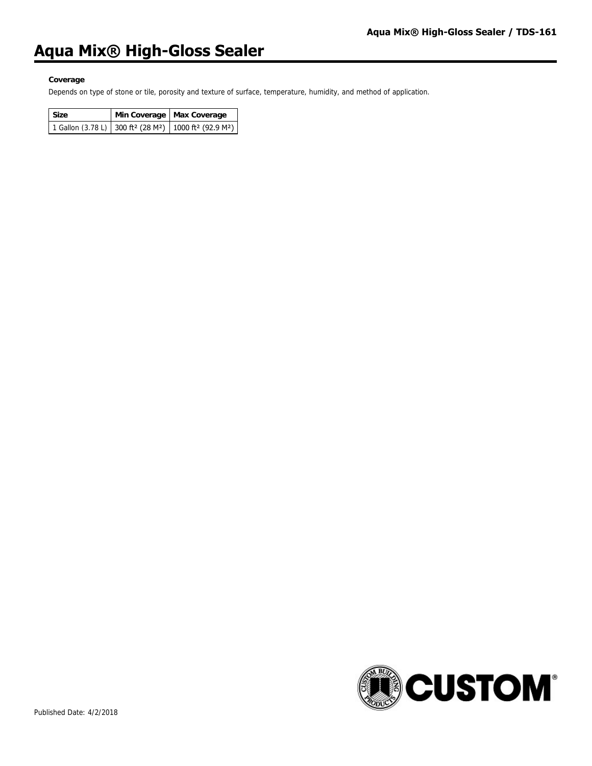# Aqua Mix® High-Gloss Sealer

**Coverage**

Depends on type of stone or tile, porosity and texture of surface, temperature, humidity, and method of application.

| Size | Min Coverage | Max Coverage |
|---|---|---|
| 1 Gallon (3.78 L) | 300 $ft^2$ (28 $M^2$) | 1000 $ft^2$ (92.9 $M^2$) |

Published Date: 4/2/2018